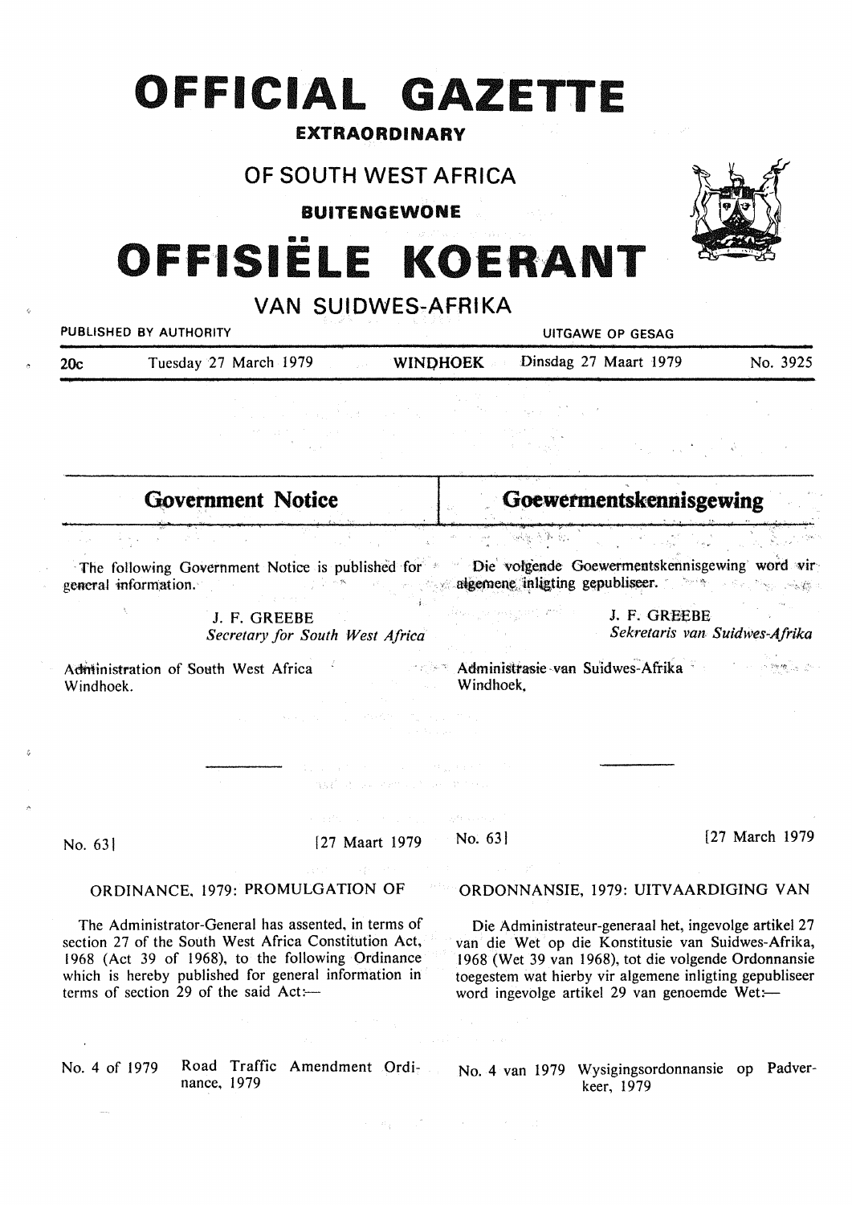# OFFICIAL GAZETTE

**EXTRAORDINARY**

## OF SOUTH WEST AFRICA

**BUITENGEWONE**

# OFFISIËLE KOERANT

## VAN SUIDWES-AFRIKA

PUBLISHED BY AUTHORITY — UITGAWE OP GESAG

20c — Tuesday 27 March 1979 — WINDHOEK — Dinsdag 27 Maart 1979 — No. 3925

## Government Notice

The following Government Notice is published for general information.

J. F. GREEBE
*Secretary for South West Africa*

Administration of South West Africa
Windhoek.

No. 63] [27 March 1979

ORDINANCE, 1979: PROMULGATION OF

The Administrator-General has assented, in terms of section 27 of the South West Africa Constitution Act, 1968 (Act 39 of 1968), to the following Ordinance which is hereby published for general information in terms of section 29 of the said Act:—

No. 4 of 1979 Road Traffic Amendment Ordinance, 1979

## Goewermentskennisgewing

Die volgende Goewermentskennisgewing word vir algemene inligting gepubliseer.

J. F. GREEBE
*Sekretaris van Suidwes-Afrika*

Administrasie van Suidwes-Afrika
Windhoek.

No. 63] [27 Maart 1979

ORDONNANSIE, 1979: UITVAARDIGING VAN

Die Administrateur-generaal het, ingevolge artikel 27 van die Wet op die Konstitusie van Suidwes-Afrika, 1968 (Wet 39 van 1968), tot die volgende Ordonnansie toegestem wat hierby vir algemene inligting gepubliseer word ingevolge artikel 29 van genoemde Wet:—

No. 4 van 1979 Wysigingsordonnansie op Padverkeer, 1979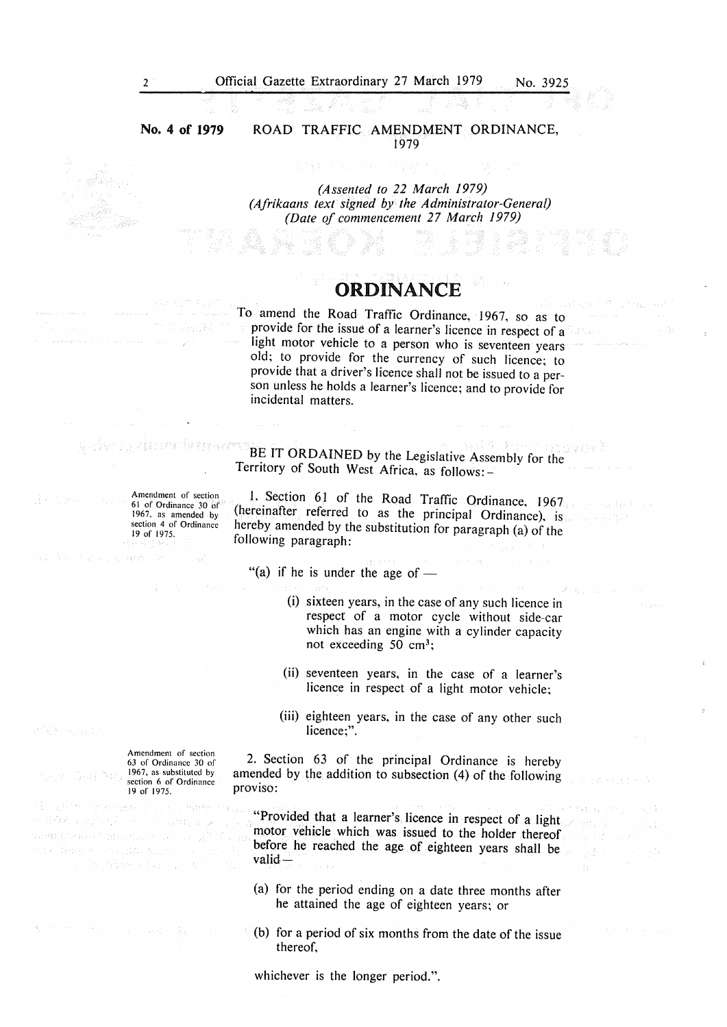**No. 4 of 1979** ROAD TRAFFIC AMENDMENT ORDINANCE, 1979

*(Assented to 22 March 1979)*
*(Afrikaans text signed by the Administrator-General)*
*(Date of commencement 27 March 1979)*

# ORDINANCE

To amend the Road Traffic Ordinance, 1967, so as to provide for the issue of a learner's licence in respect of a light motor vehicle to a person who is seventeen years old; to provide for the currency of such licence; to provide that a driver's licence shall not be issued to a person unless he holds a learner's licence; and to provide for incidental matters.

BE IT ORDAINED by the Legislative Assembly for the Territory of South West Africa, as follows: -

*Amendment of section 61 of Ordinance 30 of 1967, as amended by section 4 of Ordinance 19 of 1975.*

1. Section 61 of the Road Traffic Ordinance, 1967 (hereinafter referred to as the principal Ordinance), is hereby amended by the substitution for paragraph (a) of the following paragraph:

"(a) if he is under the age of —

(i) sixteen years, in the case of any such licence in respect of a motor cycle without side-car which has an engine with a cylinder capacity not exceeding 50 cm$^3$;

(ii) seventeen years, in the case of a learner's licence in respect of a light motor vehicle;

(iii) eighteen years, in the case of any other such licence;".

*Amendment of section 63 of Ordinance 30 of 1967, as substituted by section 6 of Ordinance 19 of 1975.*

2. Section 63 of the principal Ordinance is hereby amended by the addition to subsection (4) of the following proviso:

"Provided that a learner's licence in respect of a light motor vehicle which was issued to the holder thereof before he reached the age of eighteen years shall be valid —

(a) for the period ending on a date three months after he attained the age of eighteen years; or

(b) for a period of six months from the date of the issue thereof,

whichever is the longer period.".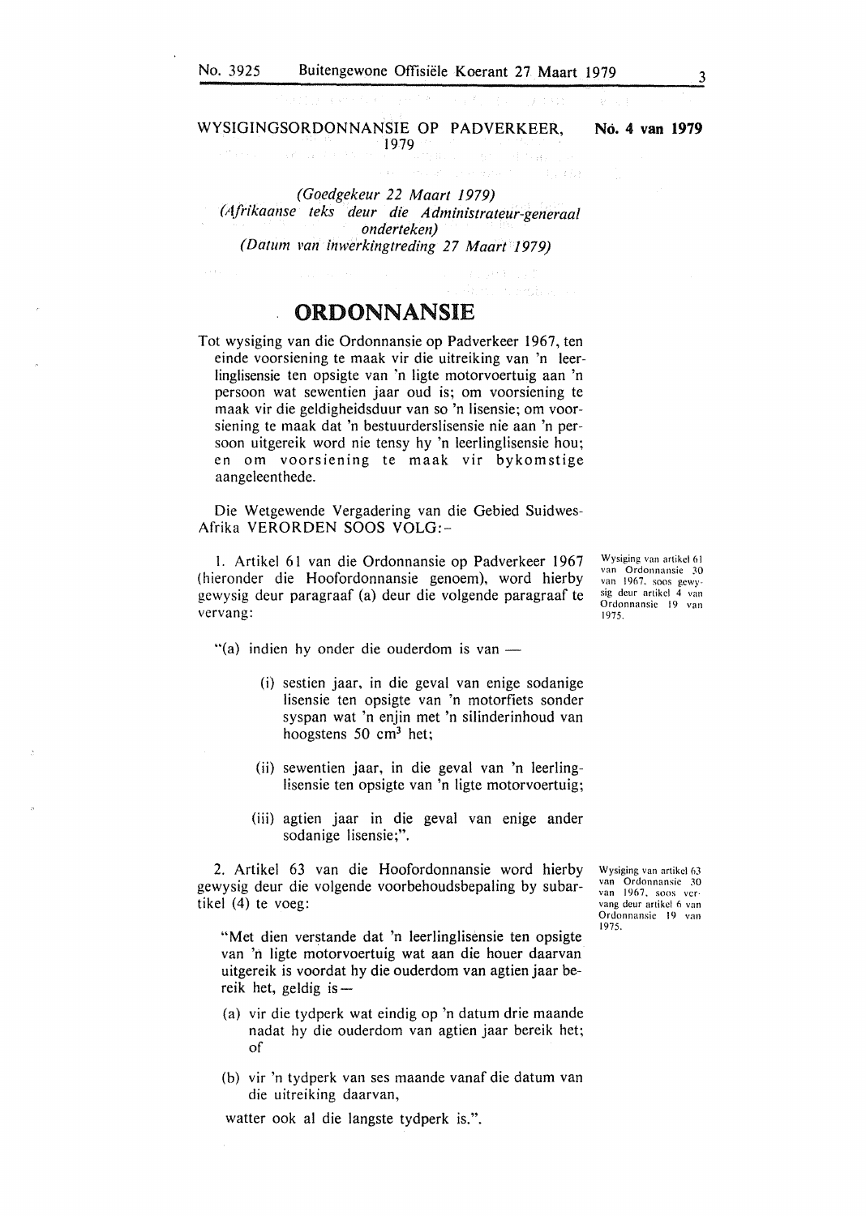WYSIGINGSORDONNANSIE OP PADVERKEER, 1979 **No. 4 van 1979**

*(Goedgekeur 22 Maart 1979)*
*(Afrikaanse teks deur die Administrateur-generaal onderteken)*
*(Datum van inwerkingtreding 27 Maart 1979)*

# ORDONNANSIE

Tot wysiging van die Ordonnansie op Padverkeer 1967, ten einde voorsiening te maak vir die uitreiking van 'n leerlinglisensie ten opsigte van 'n ligte motorvoertuig aan 'n persoon wat sewentien jaar oud is; om voorsiening te maak vir die geldigheidsduur van so 'n lisensie; om voorsiening te maak dat 'n bestuurderslisensie nie aan 'n persoon uitgereik word nie tensy hy 'n leerlinglisensie hou; en om voorsiening te maak vir bykomstige aangeleenthede.

Die Wetgewende Vergadering van die Gebied Suidwes-Afrika VERORDEN SOOS VOLG:-

*Wysiging van artikel 61 van Ordonnansie 30 van 1967, soos gewysig deur artikel 4 van Ordonnansie 19 van 1975.*

1. Artikel 61 van die Ordonnansie op Padverkeer 1967 (hieronder die Hoofordonnansie genoem), word hierby gewysig deur paragraaf (a) deur die volgende paragraaf te vervang:

"(a) indien hy onder die ouderdom is van —

(i) sestien jaar, in die geval van enige sodanige lisensie ten opsigte van 'n motorfiets sonder syspan wat 'n enjin met 'n silinderinhoud van hoogstens 50 $cm^3$ het;

(ii) sewentien jaar, in die geval van 'n leerlinglisensie ten opsigte van 'n ligte motorvoertuig;

(iii) agtien jaar in die geval van enige ander sodanige lisensie;".

*Wysiging van artikel 63 van Ordonnansie 30 van 1967, soos vervang deur artikel 6 van Ordonnansie 19 van 1975.*

2. Artikel 63 van die Hoofordonnansie word hierby gewysig deur die volgende voorbehoudsbepaling by subartikel (4) te voeg:

"Met dien verstande dat 'n leerlinglisensie ten opsigte van 'n ligte motorvoertuig wat aan die houer daarvan uitgereik is voordat hy die ouderdom van agtien jaar bereik het, geldig is —

(a) vir die tydperk wat eindig op 'n datum drie maande nadat hy die ouderdom van agtien jaar bereik het; of

(b) vir 'n tydperk van ses maande vanaf die datum van die uitreiking daarvan,

watter ook al die langste tydperk is.".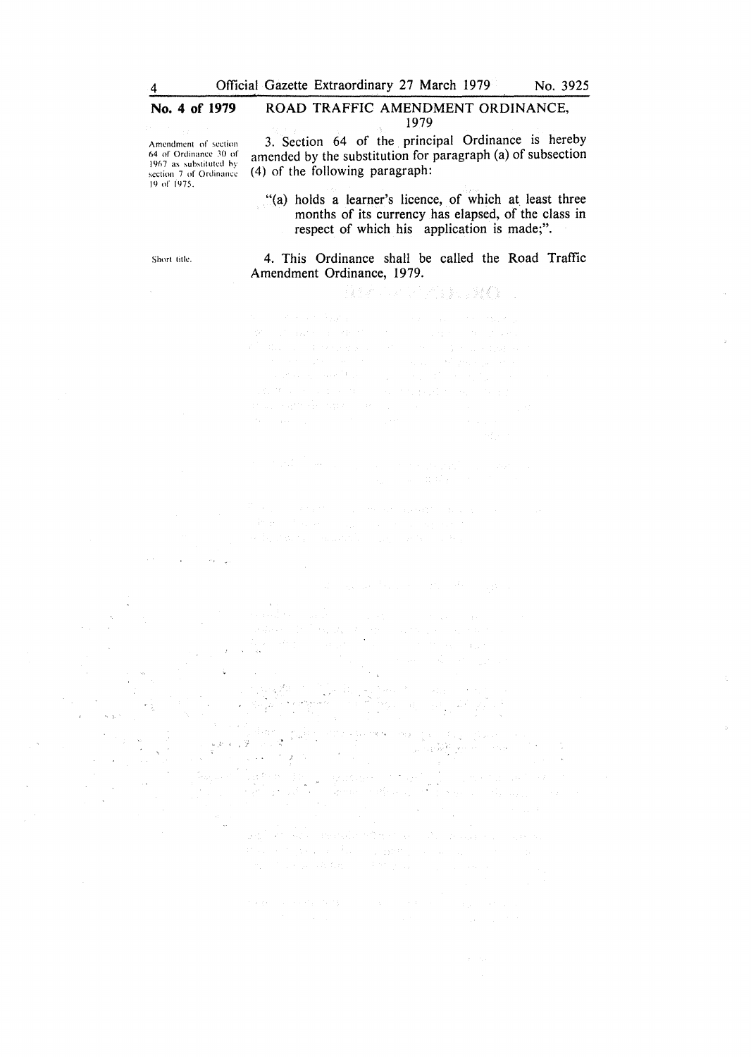**No. 4 of 1979** ROAD TRAFFIC AMENDMENT ORDINANCE, 1979

Amendment of section 64 of Ordinance 30 of 1967 as substituted by section 7 of Ordinance 19 of 1975.

3. Section 64 of the principal Ordinance is hereby amended by the substitution for paragraph (a) of subsection (4) of the following paragraph:

> "(a) holds a learner's licence, of which at least three months of its currency has elapsed, of the class in respect of which his application is made;".

Short title.

4. This Ordinance shall be called the Road Traffic Amendment Ordinance, 1979.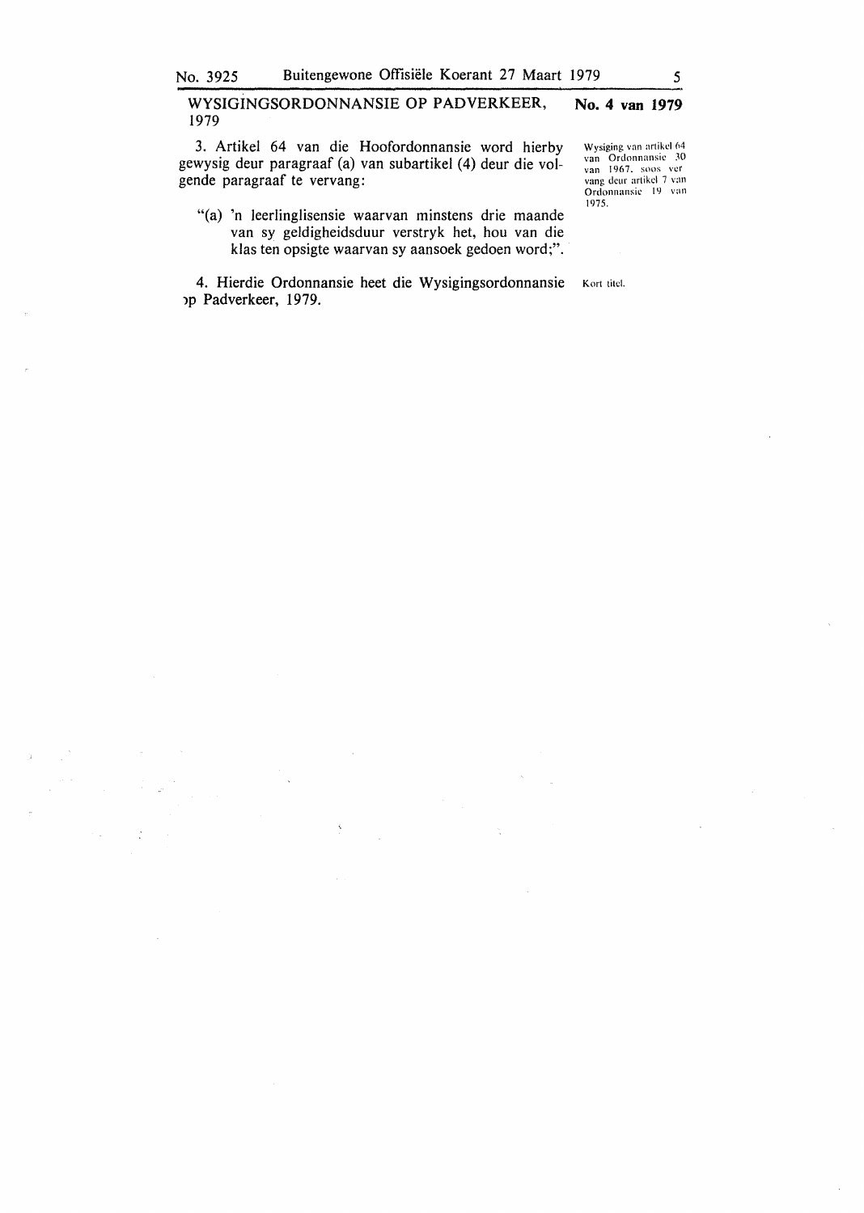WYSIGINGSORDONNANSIE OP PADVERKEER, 1979 **No. 4 van 1979**

3. Artikel 64 van die Hoofordonnansie word hierby gewysig deur paragraaf (a) van subartikel (4) deur die volgende paragraaf te vervang:

Wysiging van artikel 64 van Ordonnansie 30 van 1967, soos vervang deur artikel 7 van Ordonnansie 19 van 1975.

"(a) 'n leerlinglisensie waarvan minstens drie maande van sy geldigheidsduur verstryk het, hou van die klas ten opsigte waarvan sy aansoek gedoen word;".

4. Hierdie Ordonnansie heet die Wysigingsordonnansie op Padverkeer, 1979.

Kort titel.